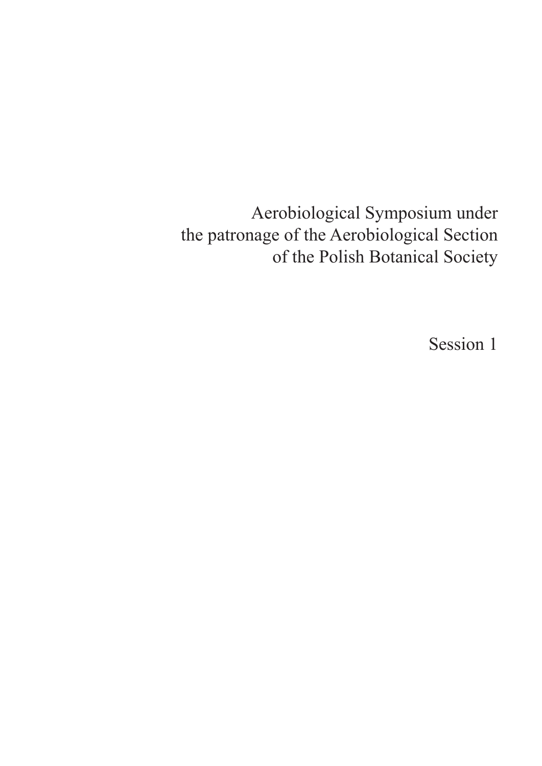# Aerobiological Symposium under the patronage of the Aerobiological Section of the Polish Botanical Society

## Session 1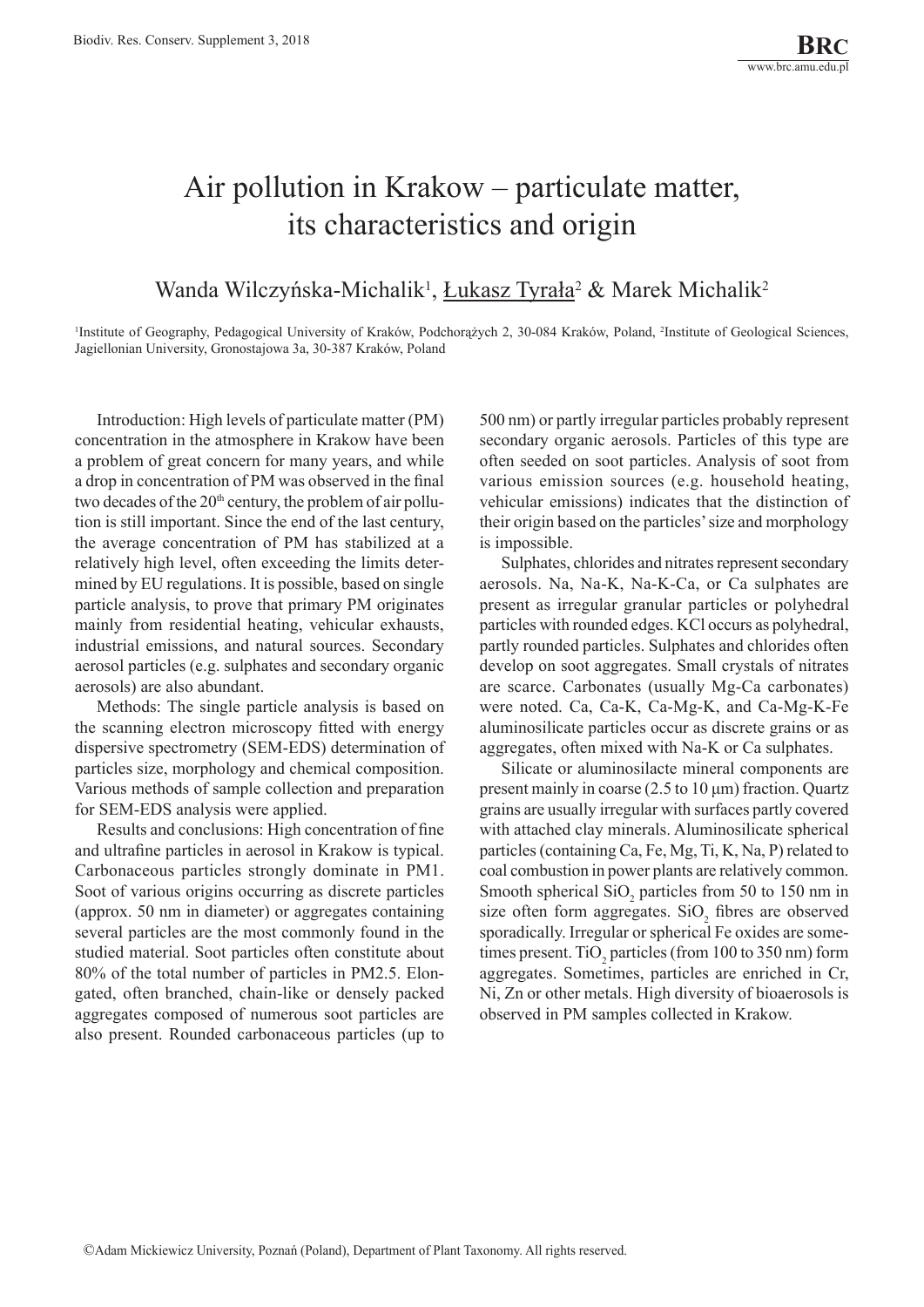# Air pollution in Krakow – particulate matter, its characteristics and origin

Wanda Wilczyńska-Michalik[1], Łukasz Tyrała[2] & Marek Michalik[2]

[1]Institute of Geography, Pedagogical University of Kraków, Podchorążych 2, 30-084 Kraków, Poland, [2]Institute of Geological Sciences, Jagiellonian University, Gronostajowa 3a, 30-387 Kraków, Poland

Introduction: High levels of particulate matter (PM) concentration in the atmosphere in Krakow have been a problem of great concern for many years, and while a drop in concentration of PM was observed in the final two decades of the 20th century, the problem of air pollution is still important. Since the end of the last century, the average concentration of PM has stabilized at a relatively high level, often exceeding the limits determined by EU regulations. It is possible, based on single particle analysis, to prove that primary PM originates mainly from residential heating, vehicular exhausts, industrial emissions, and natural sources. Secondary aerosol particles (e.g. sulphates and secondary organic aerosols) are also abundant.

Methods: The single particle analysis is based on the scanning electron microscopy fitted with energy dispersive spectrometry (SEM-EDS) determination of particles size, morphology and chemical composition. Various methods of sample collection and preparation for SEM-EDS analysis were applied.

Results and conclusions: High concentration of fine and ultrafine particles in aerosol in Krakow is typical. Carbonaceous particles strongly dominate in PM1. Soot of various origins occurring as discrete particles (approx. 50 nm in diameter) or aggregates containing several particles are the most commonly found in the studied material. Soot particles often constitute about 80% of the total number of particles in PM2.5. Elongated, often branched, chain-like or densely packed aggregates composed of numerous soot particles are also present. Rounded carbonaceous particles (up to 500 nm) or partly irregular particles probably represent secondary organic aerosols. Particles of this type are often seeded on soot particles. Analysis of soot from various emission sources (e.g. household heating, vehicular emissions) indicates that the distinction of their origin based on the particles' size and morphology is impossible.

Sulphates, chlorides and nitrates represent secondary aerosols. Na, Na-K, Na-K-Ca, or Ca sulphates are present as irregular granular particles or polyhedral particles with rounded edges. KCl occurs as polyhedral, partly rounded particles. Sulphates and chlorides often develop on soot aggregates. Small crystals of nitrates are scarce. Carbonates (usually Mg-Ca carbonates) were noted. Ca, Ca-K, Ca-Mg-K, and Ca-Mg-K-Fe aluminosilicate particles occur as discrete grains or as aggregates, often mixed with Na-K or Ca sulphates.

Silicate or aluminosilacte mineral components are present mainly in coarse (2.5 to 10 μm) fraction. Quartz grains are usually irregular with surfaces partly covered with attached clay minerals. Aluminosilicate spherical particles (containing Ca, Fe, Mg, Ti, K, Na, P) related to coal combustion in power plants are relatively common. Smooth spherical $SiO_2$ particles from 50 to 150 nm in size often form aggregates. $SiO_2$ fibres are observed sporadically. Irregular or spherical Fe oxides are sometimes present. $TiO_2$ particles (from 100 to 350 nm) form aggregates. Sometimes, particles are enriched in Cr, Ni, Zn or other metals. High diversity of bioaerosols is observed in PM samples collected in Krakow.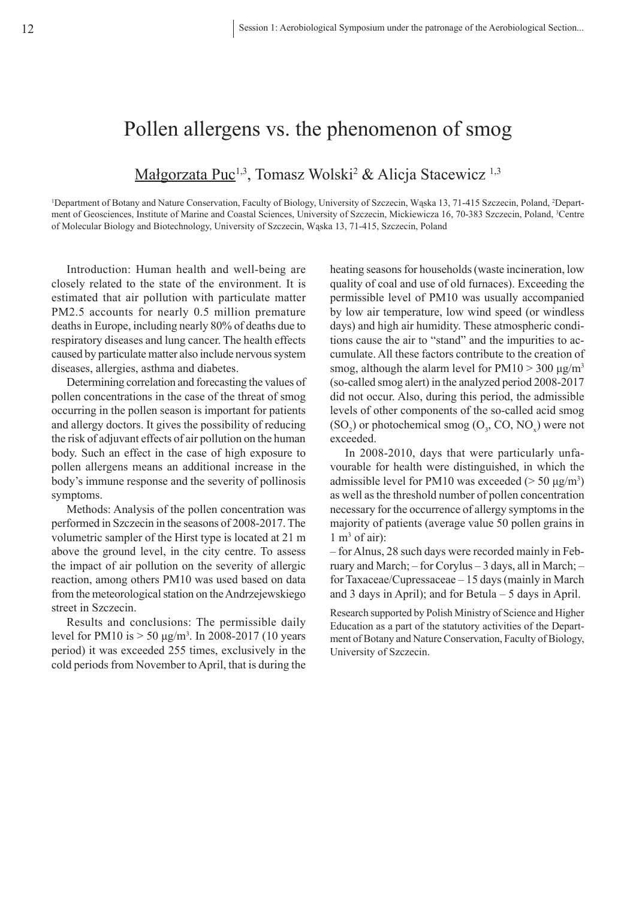# Pollen allergens vs. the phenomenon of smog

Małgorzata Puc[1,3], Tomasz Wolski[2] & Alicja Stacewicz [1,3]

[1]Department of Botany and Nature Conservation, Faculty of Biology, University of Szczecin, Wąska 13, 71-415 Szczecin, Poland, [2]Department of Geosciences, Institute of Marine and Coastal Sciences, University of Szczecin, Mickiewicza 16, 70-383 Szczecin, Poland, [3]Centre of Molecular Biology and Biotechnology, University of Szczecin, Wąska 13, 71-415, Szczecin, Poland

Introduction: Human health and well-being are closely related to the state of the environment. It is estimated that air pollution with particulate matter PM2.5 accounts for nearly 0.5 million premature deaths in Europe, including nearly 80% of deaths due to respiratory diseases and lung cancer. The health effects caused by particulate matter also include nervous system diseases, allergies, asthma and diabetes.

Determining correlation and forecasting the values of pollen concentrations in the case of the threat of smog occurring in the pollen season is important for patients and allergy doctors. It gives the possibility of reducing the risk of adjuvant effects of air pollution on the human body. Such an effect in the case of high exposure to pollen allergens means an additional increase in the body's immune response and the severity of pollinosis symptoms.

Methods: Analysis of the pollen concentration was performed in Szczecin in the seasons of 2008-2017. The volumetric sampler of the Hirst type is located at 21 m above the ground level, in the city centre. To assess the impact of air pollution on the severity of allergic reaction, among others PM10 was used based on data from the meteorological station on the Andrzejewskiego street in Szczecin.

Results and conclusions: The permissible daily level for PM10 is > 50 μg/m$^3$. In 2008-2017 (10 years period) it was exceeded 255 times, exclusively in the cold periods from November to April, that is during the heating seasons for households (waste incineration, low quality of coal and use of old furnaces). Exceeding the permissible level of PM10 was usually accompanied by low air temperature, low wind speed (or windless days) and high air humidity. These atmospheric conditions cause the air to "stand" and the impurities to accumulate. All these factors contribute to the creation of smog, although the alarm level for PM10 > 300 μg/m$^3$ (so-called smog alert) in the analyzed period 2008-2017 did not occur. Also, during this period, the admissible levels of other components of the so-called acid smog ($SO_2$) or photochemical smog ($O_3$, CO, $NO_x$) were not exceeded.

In 2008-2010, days that were particularly unfavourable for health were distinguished, in which the admissible level for PM10 was exceeded (> 50 μg/m$^3$) as well as the threshold number of pollen concentration necessary for the occurrence of allergy symptoms in the majority of patients (average value 50 pollen grains in 1 m$^3$ of air):

– for Alnus, 28 such days were recorded mainly in February and March; – for Corylus – 3 days, all in March; – for Taxaceae/Cupressaceae – 15 days (mainly in March and 3 days in April); and for Betula – 5 days in April.

Research supported by Polish Ministry of Science and Higher Education as a part of the statutory activities of the Department of Botany and Nature Conservation, Faculty of Biology, University of Szczecin.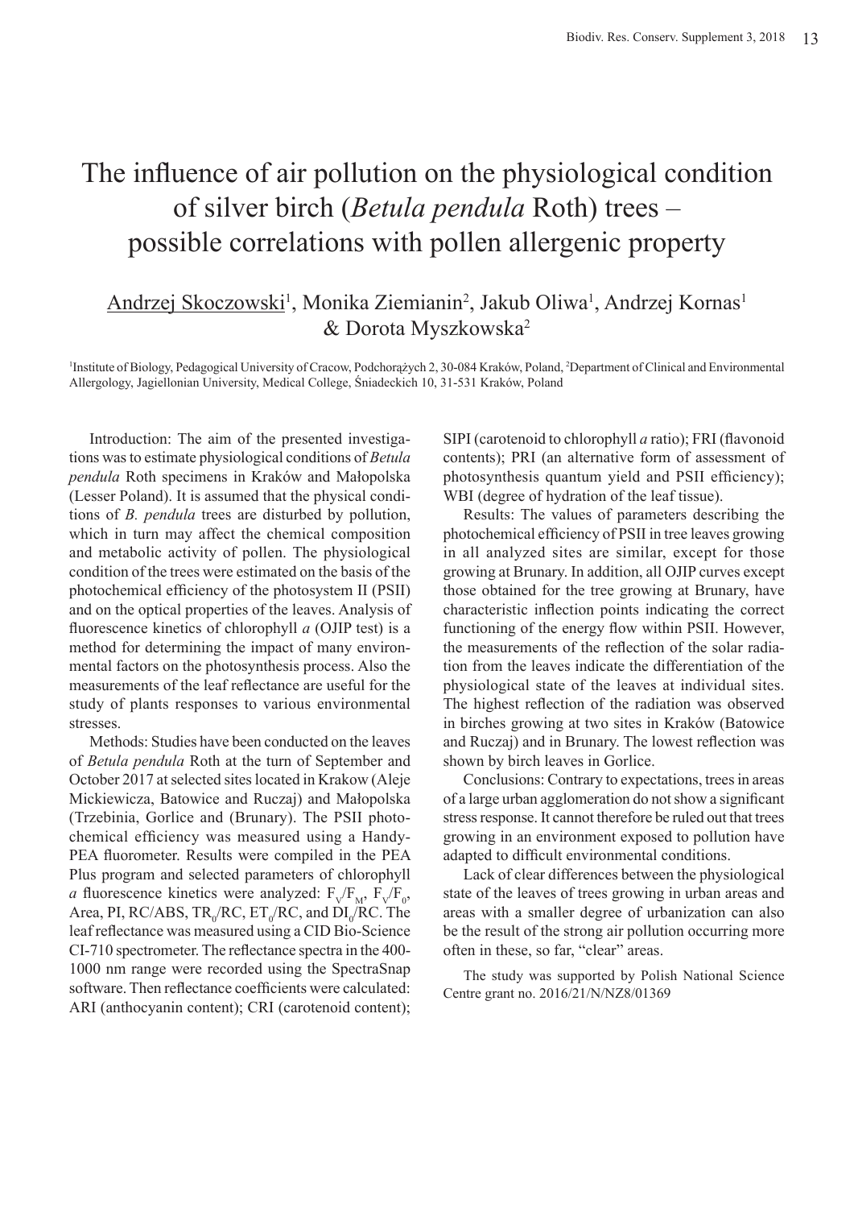# The influence of air pollution on the physiological condition of silver birch (*Betula pendula* Roth) trees – possible correlations with pollen allergenic property

Andrzej Skoczowski[1], Monika Ziemianin[2], Jakub Oliwa[1], Andrzej Kornas[1] & Dorota Myszkowska[2]

[1]Institute of Biology, Pedagogical University of Cracow, Podchorążych 2, 30-084 Kraków, Poland, [2]Department of Clinical and Environmental Allergology, Jagiellonian University, Medical College, Śniadeckich 10, 31-531 Kraków, Poland

Introduction: The aim of the presented investigations was to estimate physiological conditions of *Betula pendula* Roth specimens in Kraków and Małopolska (Lesser Poland). It is assumed that the physical conditions of *B. pendula* trees are disturbed by pollution, which in turn may affect the chemical composition and metabolic activity of pollen. The physiological condition of the trees were estimated on the basis of the photochemical efficiency of the photosystem II (PSII) and on the optical properties of the leaves. Analysis of fluorescence kinetics of chlorophyll *a* (OJIP test) is a method for determining the impact of many environmental factors on the photosynthesis process. Also the measurements of the leaf reflectance are useful for the study of plants responses to various environmental stresses.

Methods: Studies have been conducted on the leaves of *Betula pendula* Roth at the turn of September and October 2017 at selected sites located in Krakow (Aleje Mickiewicza, Batowice and Ruczaj) and Małopolska (Trzebinia, Gorlice and (Brunary). The PSII photochemical efficiency was measured using a Handy-PEA fluorometer. Results were compiled in the PEA Plus program and selected parameters of chlorophyll *a* fluorescence kinetics were analyzed: $F_V/F_M$, $F_V/F_0$, Area, PI, RC/ABS, $TR_0/RC$, $ET_0/RC$, and $DI_0/RC$. The leaf reflectance was measured using a CID Bio-Science CI-710 spectrometer. The reflectance spectra in the 400-1000 nm range were recorded using the SpectraSnap software. Then reflectance coefficients were calculated: ARI (anthocyanin content); CRI (carotenoid content); SIPI (carotenoid to chlorophyll *a* ratio); FRI (flavonoid contents); PRI (an alternative form of assessment of photosynthesis quantum yield and PSII efficiency); WBI (degree of hydration of the leaf tissue).

Results: The values of parameters describing the photochemical efficiency of PSII in tree leaves growing in all analyzed sites are similar, except for those growing at Brunary. In addition, all OJIP curves except those obtained for the tree growing at Brunary, have characteristic inflection points indicating the correct functioning of the energy flow within PSII. However, the measurements of the reflection of the solar radiation from the leaves indicate the differentiation of the physiological state of the leaves at individual sites. The highest reflection of the radiation was observed in birches growing at two sites in Kraków (Batowice and Ruczaj) and in Brunary. The lowest reflection was shown by birch leaves in Gorlice.

Conclusions: Contrary to expectations, trees in areas of a large urban agglomeration do not show a significant stress response. It cannot therefore be ruled out that trees growing in an environment exposed to pollution have adapted to difficult environmental conditions.

Lack of clear differences between the physiological state of the leaves of trees growing in urban areas and areas with a smaller degree of urbanization can also be the result of the strong air pollution occurring more often in these, so far, "clear" areas.

The study was supported by Polish National Science Centre grant no. 2016/21/N/NZ8/01369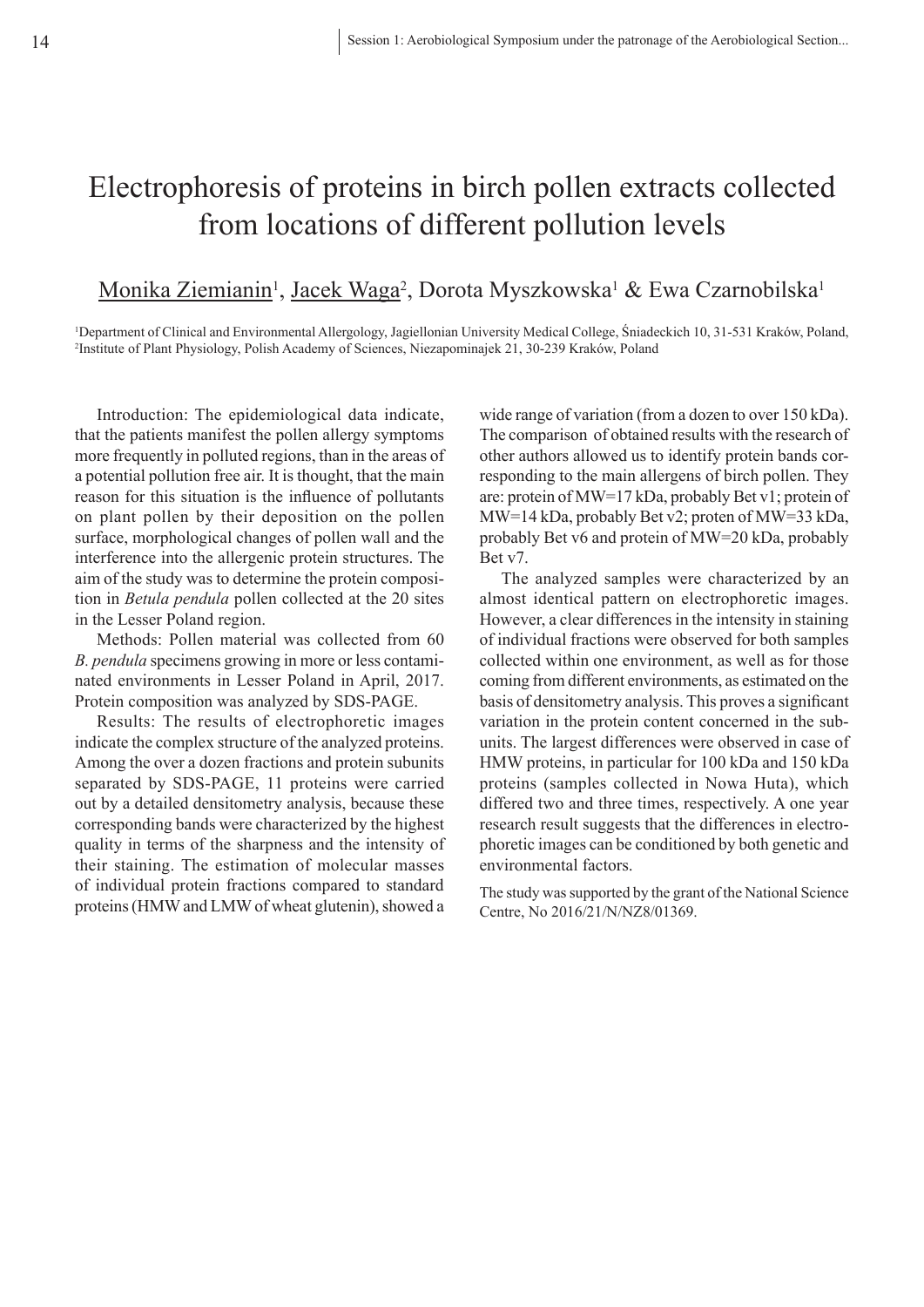# Electrophoresis of proteins in birch pollen extracts collected from locations of different pollution levels

Monika Ziemianin[1], Jacek Waga[2], Dorota Myszkowska[1] & Ewa Czarnobilska[1]

[1]Department of Clinical and Environmental Allergology, Jagiellonian University Medical College, Śniadeckich 10, 31-531 Kraków, Poland,
[2]Institute of Plant Physiology, Polish Academy of Sciences, Niezapominajek 21, 30-239 Kraków, Poland

Introduction: The epidemiological data indicate, that the patients manifest the pollen allergy symptoms more frequently in polluted regions, than in the areas of a potential pollution free air. It is thought, that the main reason for this situation is the influence of pollutants on plant pollen by their deposition on the pollen surface, morphological changes of pollen wall and the interference into the allergenic protein structures. The aim of the study was to determine the protein composition in *Betula pendula* pollen collected at the 20 sites in the Lesser Poland region.

Methods: Pollen material was collected from 60 *B. pendula* specimens growing in more or less contaminated environments in Lesser Poland in April, 2017. Protein composition was analyzed by SDS-PAGE.

Results: The results of electrophoretic images indicate the complex structure of the analyzed proteins. Among the over a dozen fractions and protein subunits separated by SDS-PAGE, 11 proteins were carried out by a detailed densitometry analysis, because these corresponding bands were characterized by the highest quality in terms of the sharpness and the intensity of their staining. The estimation of molecular masses of individual protein fractions compared to standard proteins (HMW and LMW of wheat glutenin), showed a wide range of variation (from a dozen to over 150 kDa). The comparison of obtained results with the research of other authors allowed us to identify protein bands corresponding to the main allergens of birch pollen. They are: protein of MW=17 kDa, probably Bet v1; protein of MW=14 kDa, probably Bet v2; proten of MW=33 kDa, probably Bet v6 and protein of MW=20 kDa, probably Bet v7.

The analyzed samples were characterized by an almost identical pattern on electrophoretic images. However, a clear differences in the intensity in staining of individual fractions were observed for both samples collected within one environment, as well as for those coming from different environments, as estimated on the basis of densitometry analysis. This proves a significant variation in the protein content concerned in the subunits. The largest differences were observed in case of HMW proteins, in particular for 100 kDa and 150 kDa proteins (samples collected in Nowa Huta), which differed two and three times, respectively. A one year research result suggests that the differences in electrophoretic images can be conditioned by both genetic and environmental factors.

The study was supported by the grant of the National Science Centre, No 2016/21/N/NZ8/01369.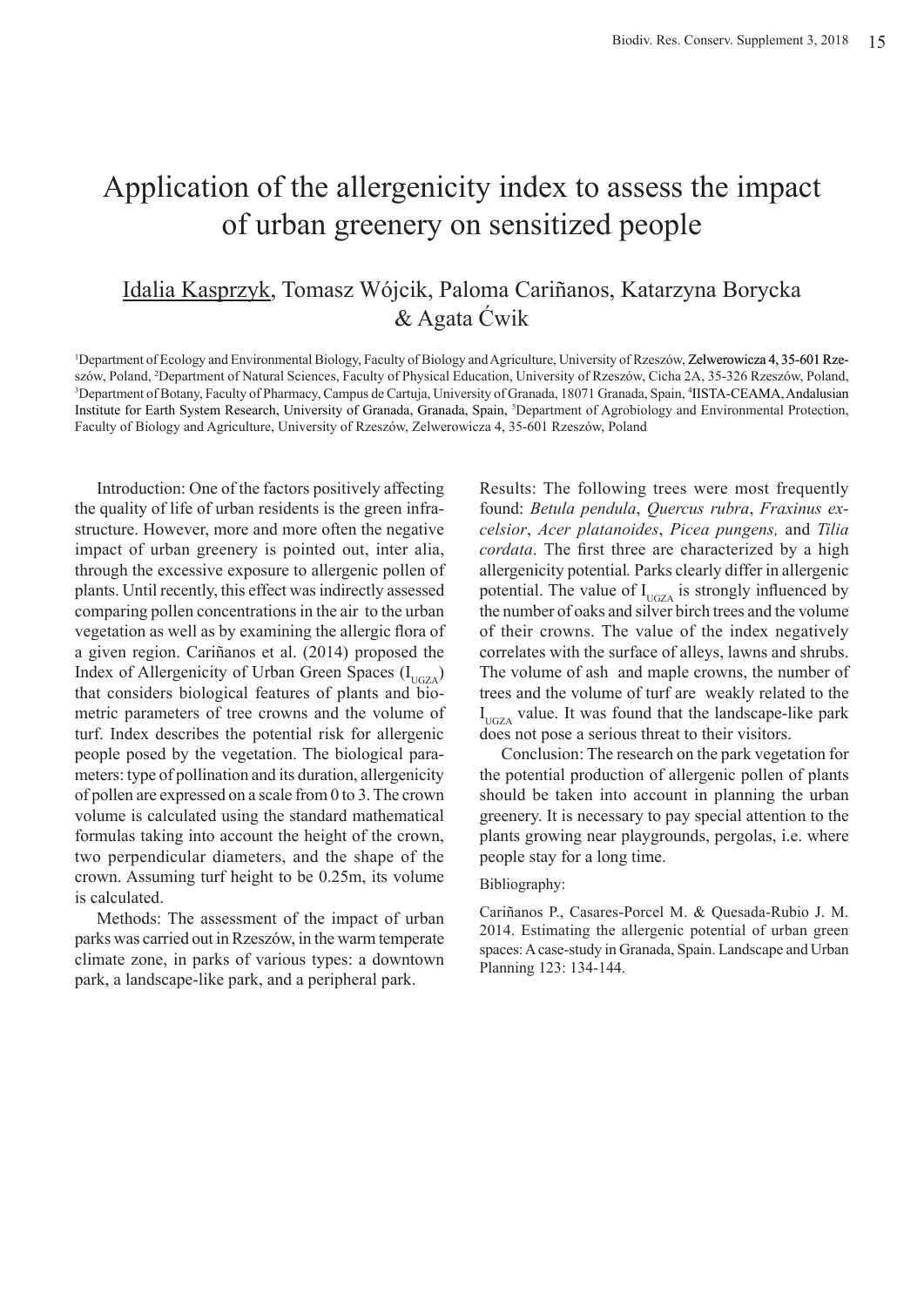# Application of the allergenicity index to assess the impact of urban greenery on sensitized people

Idalia Kasprzyk, Tomasz Wójcik, Paloma Cariñanos, Katarzyna Borycka & Agata Ćwik

[1]Department of Ecology and Environmental Biology, Faculty of Biology and Agriculture, University of Rzeszów, Zelwerowicza 4, 35-601 Rzeszów, Poland, [2]Department of Natural Sciences, Faculty of Physical Education, University of Rzeszów, Cicha 2A, 35-326 Rzeszów, Poland, [3]Department of Botany, Faculty of Pharmacy, Campus de Cartuja, University of Granada, 18071 Granada, Spain, [4]IISTA-CEAMA, Andalusian Institute for Earth System Research, University of Granada, Granada, Spain, [5]Department of Agrobiology and Environmental Protection, Faculty of Biology and Agriculture, University of Rzeszów, Zelwerowicza 4, 35-601 Rzeszów, Poland

Introduction: One of the factors positively affecting the quality of life of urban residents is the green infrastructure. However, more and more often the negative impact of urban greenery is pointed out, inter alia, through the excessive exposure to allergenic pollen of plants. Until recently, this effect was indirectly assessed comparing pollen concentrations in the air to the urban vegetation as well as by examining the allergic flora of a given region. Cariñanos et al. (2014) proposed the Index of Allergenicity of Urban Green Spaces ($I_{UGZA}$) that considers biological features of plants and biometric parameters of tree crowns and the volume of turf. Index describes the potential risk for allergenic people posed by the vegetation. The biological parameters: type of pollination and its duration, allergenicity of pollen are expressed on a scale from 0 to 3. The crown volume is calculated using the standard mathematical formulas taking into account the height of the crown, two perpendicular diameters, and the shape of the crown. Assuming turf height to be 0.25m, its volume is calculated.

Methods: The assessment of the impact of urban parks was carried out in Rzeszów, in the warm temperate climate zone, in parks of various types: a downtown park, a landscape-like park, and a peripheral park.

Results: The following trees were most frequently found: *Betula pendula*, *Quercus rubra*, *Fraxinus excelsior*, *Acer platanoides*, *Picea pungens,* and *Tilia cordata*. The first three are characterized by a high allergenicity potential. Parks clearly differ in allergenic potential. The value of $I_{UGZA}$ is strongly influenced by the number of oaks and silver birch trees and the volume of their crowns. The value of the index negatively correlates with the surface of alleys, lawns and shrubs. The volume of ash and maple crowns, the number of trees and the volume of turf are weakly related to the $I_{UGZA}$ value. It was found that the landscape-like park does not pose a serious threat to their visitors.

Conclusion: The research on the park vegetation for the potential production of allergenic pollen of plants should be taken into account in planning the urban greenery. It is necessary to pay special attention to the plants growing near playgrounds, pergolas, i.e. where people stay for a long time.

Bibliography:

Cariñanos P., Casares-Porcel M. & Quesada-Rubio J. M. 2014. Estimating the allergenic potential of urban green spaces: A case-study in Granada, Spain. Landscape and Urban Planning 123: 134-144.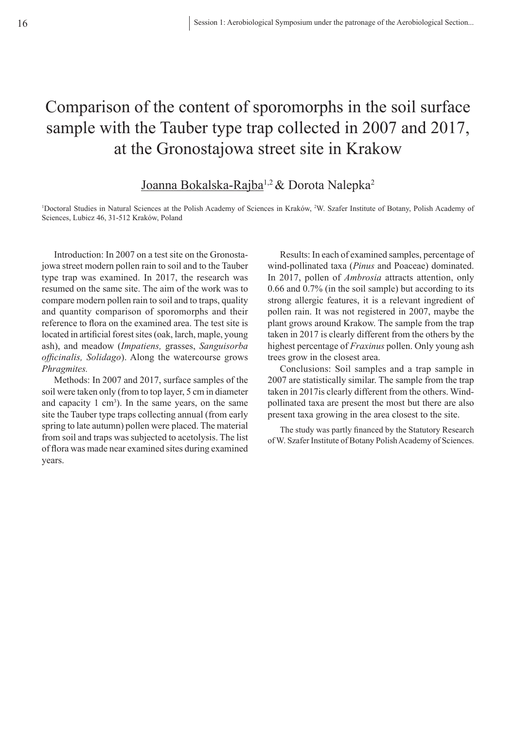# Comparison of the content of sporomorphs in the soil surface sample with the Tauber type trap collected in 2007 and 2017, at the Gronostajowa street site in Krakow

Joanna Bokalska-Rajba[1,2] & Dorota Nalepka[2]

[1]Doctoral Studies in Natural Sciences at the Polish Academy of Sciences in Kraków, [2]W. Szafer Institute of Botany, Polish Academy of Sciences, Lubicz 46, 31-512 Kraków, Poland

Introduction: In 2007 on a test site on the Gronostajowa street modern pollen rain to soil and to the Tauber type trap was examined. In 2017, the research was resumed on the same site. The aim of the work was to compare modern pollen rain to soil and to traps, quality and quantity comparison of sporomorphs and their reference to flora on the examined area. The test site is located in artificial forest sites (oak, larch, maple, young ash), and meadow (*Impatiens,* grasses, *Sanguisorba officinalis, Solidago*). Along the watercourse grows *Phragmites.*

Methods: In 2007 and 2017, surface samples of the soil were taken only (from to top layer, 5 cm in diameter and capacity 1 $cm^3$). In the same years, on the same site the Tauber type traps collecting annual (from early spring to late autumn) pollen were placed. The material from soil and traps was subjected to acetolysis. The list of flora was made near examined sites during examined years.

Results: In each of examined samples, percentage of wind-pollinated taxa (*Pinus* and Poaceae) dominated. In 2017, pollen of *Ambrosia* attracts attention, only 0.66 and 0.7% (in the soil sample) but according to its strong allergic features, it is a relevant ingredient of pollen rain. It was not registered in 2007, maybe the plant grows around Krakow. The sample from the trap taken in 2017 is clearly different from the others by the highest percentage of *Fraxinus* pollen. Only young ash trees grow in the closest area.

Conclusions: Soil samples and a trap sample in 2007 are statistically similar. The sample from the trap taken in 2017is clearly different from the others. Wind-pollinated taxa are present the most but there are also present taxa growing in the area closest to the site.

The study was partly financed by the Statutory Research of W. Szafer Institute of Botany Polish Academy of Sciences.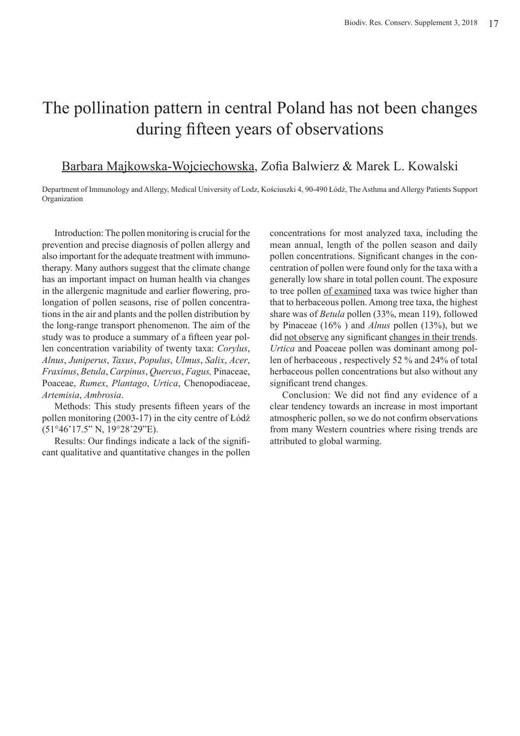# The pollination pattern in central Poland has not been changes during fifteen years of observations

Barbara Majkowska-Wojciechowska, Zofia Balwierz & Marek L. Kowalski

Department of Immunology and Allergy, Medical University of Lodz, Kościuszki 4, 90-490 Łódź, The Asthma and Allergy Patients Support Organization

Introduction: The pollen monitoring is crucial for the prevention and precise diagnosis of pollen allergy and also important for the adequate treatment with immunotherapy. Many authors suggest that the climate change has an important impact on human health via changes in the allergenic magnitude and earlier flowering, prolongation of pollen seasons, rise of pollen concentrations in the air and plants and the pollen distribution by the long-range transport phenomenon. The aim of the study was to produce a summary of a fifteen year pollen concentration variability of twenty taxa: *Corylus*, *Alnus*, *Juniperus*, *Taxus*, *Populus*, *Ulmus*, *Salix*, *Acer*, *Fraxinus*, *Betula*, *Carpinus*, *Quercus*, *Fagus,* Pinaceae, Poaceae, *Rumex*, *Plantago*, *Urtica*, Chenopodiaceae, *Artemisia*, *Ambrosia*.

Methods: This study presents fifteen years of the pollen monitoring (2003-17) in the city centre of Łódź (51°46'17.5" N, 19°28'29"E).

Results: Our findings indicate a lack of the significant qualitative and quantitative changes in the pollen concentrations for most analyzed taxa, including the mean annual, length of the pollen season and daily pollen concentrations. Significant changes in the concentration of pollen were found only for the taxa with a generally low share in total pollen count. The exposure to tree pollen <u>of examined</u> taxa was twice higher than that to herbaceous pollen. Among tree taxa, the highest share was of *Betula* pollen (33%, mean 119), followed by Pinaceae (16% ) and *Alnus* pollen (13%), but we did <u>not observe</u> any significant <u>changes in their trends</u>. *Urtica* and Poaceae pollen was dominant among pollen of herbaceous , respectively 52 % and 24% of total herbaceous pollen concentrations but also without any significant trend changes.

Conclusion: We did not find any evidence of a clear tendency towards an increase in most important atmospheric pollen, so we do not confirm observations from many Western countries where rising trends are attributed to global warming.